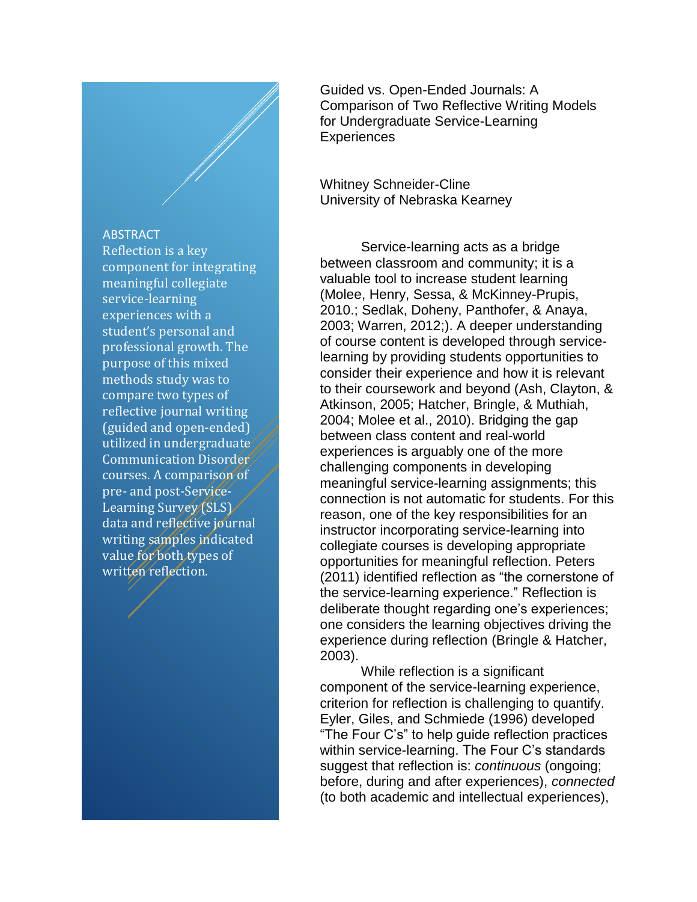# Guided vs. Open-Ended Journals: A Comparison of Two Reflective Writing Models for Undergraduate Service-Learning Experiences

Whitney Schneider-Cline
University of Nebraska Kearney

## ABSTRACT

Reflection is a key component for integrating meaningful collegiate service-learning experiences with a student's personal and professional growth. The purpose of this mixed methods study was to compare two types of reflective journal writing (guided and open-ended) utilized in undergraduate Communication Disorder courses. A comparison of pre- and post-Service-Learning Survey (SLS) data and reflective journal writing samples indicated value for both types of written reflection.

Service-learning acts as a bridge between classroom and community; it is a valuable tool to increase student learning (Molee, Henry, Sessa, & McKinney-Prupis, 2010.; Sedlak, Doheny, Panthofer, & Anaya, 2003; Warren, 2012;). A deeper understanding of course content is developed through service-learning by providing students opportunities to consider their experience and how it is relevant to their coursework and beyond (Ash, Clayton, & Atkinson, 2005; Hatcher, Bringle, & Muthiah, 2004; Molee et al., 2010). Bridging the gap between class content and real-world experiences is arguably one of the more challenging components in developing meaningful service-learning assignments; this connection is not automatic for students. For this reason, one of the key responsibilities for an instructor incorporating service-learning into collegiate courses is developing appropriate opportunities for meaningful reflection. Peters (2011) identified reflection as "the cornerstone of the service-learning experience." Reflection is deliberate thought regarding one's experiences; one considers the learning objectives driving the experience during reflection (Bringle & Hatcher, 2003).

While reflection is a significant component of the service-learning experience, criterion for reflection is challenging to quantify. Eyler, Giles, and Schmiede (1996) developed "The Four C's" to help guide reflection practices within service-learning. The Four C's standards suggest that reflection is: *continuous* (ongoing; before, during and after experiences), *connected* (to both academic and intellectual experiences),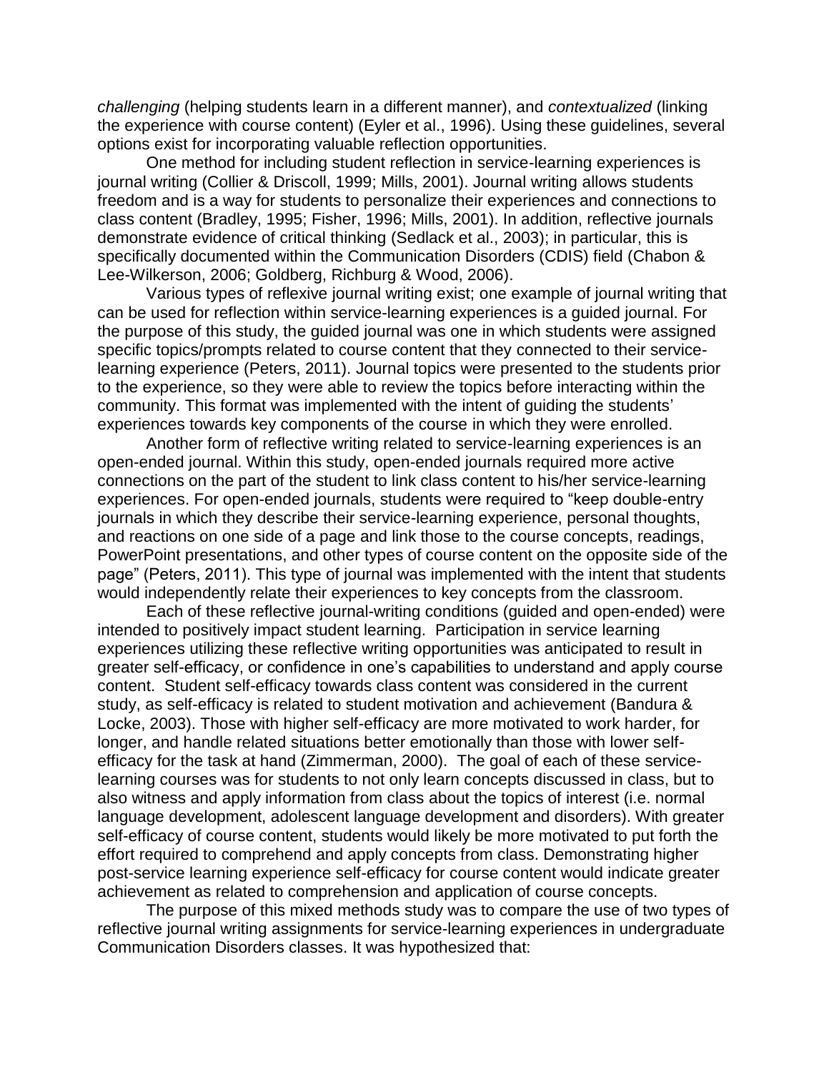*challenging* (helping students learn in a different manner), and *contextualized* (linking the experience with course content) (Eyler et al., 1996). Using these guidelines, several options exist for incorporating valuable reflection opportunities.

One method for including student reflection in service-learning experiences is journal writing (Collier & Driscoll, 1999; Mills, 2001). Journal writing allows students freedom and is a way for students to personalize their experiences and connections to class content (Bradley, 1995; Fisher, 1996; Mills, 2001). In addition, reflective journals demonstrate evidence of critical thinking (Sedlack et al., 2003); in particular, this is specifically documented within the Communication Disorders (CDIS) field (Chabon & Lee-Wilkerson, 2006; Goldberg, Richburg & Wood, 2006).

Various types of reflexive journal writing exist; one example of journal writing that can be used for reflection within service-learning experiences is a guided journal. For the purpose of this study, the guided journal was one in which students were assigned specific topics/prompts related to course content that they connected to their service-learning experience (Peters, 2011). Journal topics were presented to the students prior to the experience, so they were able to review the topics before interacting within the community. This format was implemented with the intent of guiding the students' experiences towards key components of the course in which they were enrolled.

Another form of reflective writing related to service-learning experiences is an open-ended journal. Within this study, open-ended journals required more active connections on the part of the student to link class content to his/her service-learning experiences. For open-ended journals, students were required to "keep double-entry journals in which they describe their service-learning experience, personal thoughts, and reactions on one side of a page and link those to the course concepts, readings, PowerPoint presentations, and other types of course content on the opposite side of the page" (Peters, 2011). This type of journal was implemented with the intent that students would independently relate their experiences to key concepts from the classroom.

Each of these reflective journal-writing conditions (guided and open-ended) were intended to positively impact student learning. Participation in service learning experiences utilizing these reflective writing opportunities was anticipated to result in greater self-efficacy, or confidence in one's capabilities to understand and apply course content. Student self-efficacy towards class content was considered in the current study, as self-efficacy is related to student motivation and achievement (Bandura & Locke, 2003). Those with higher self-efficacy are more motivated to work harder, for longer, and handle related situations better emotionally than those with lower self-efficacy for the task at hand (Zimmerman, 2000). The goal of each of these service-learning courses was for students to not only learn concepts discussed in class, but to also witness and apply information from class about the topics of interest (i.e. normal language development, adolescent language development and disorders). With greater self-efficacy of course content, students would likely be more motivated to put forth the effort required to comprehend and apply concepts from class. Demonstrating higher post-service learning experience self-efficacy for course content would indicate greater achievement as related to comprehension and application of course concepts.

The purpose of this mixed methods study was to compare the use of two types of reflective journal writing assignments for service-learning experiences in undergraduate Communication Disorders classes. It was hypothesized that: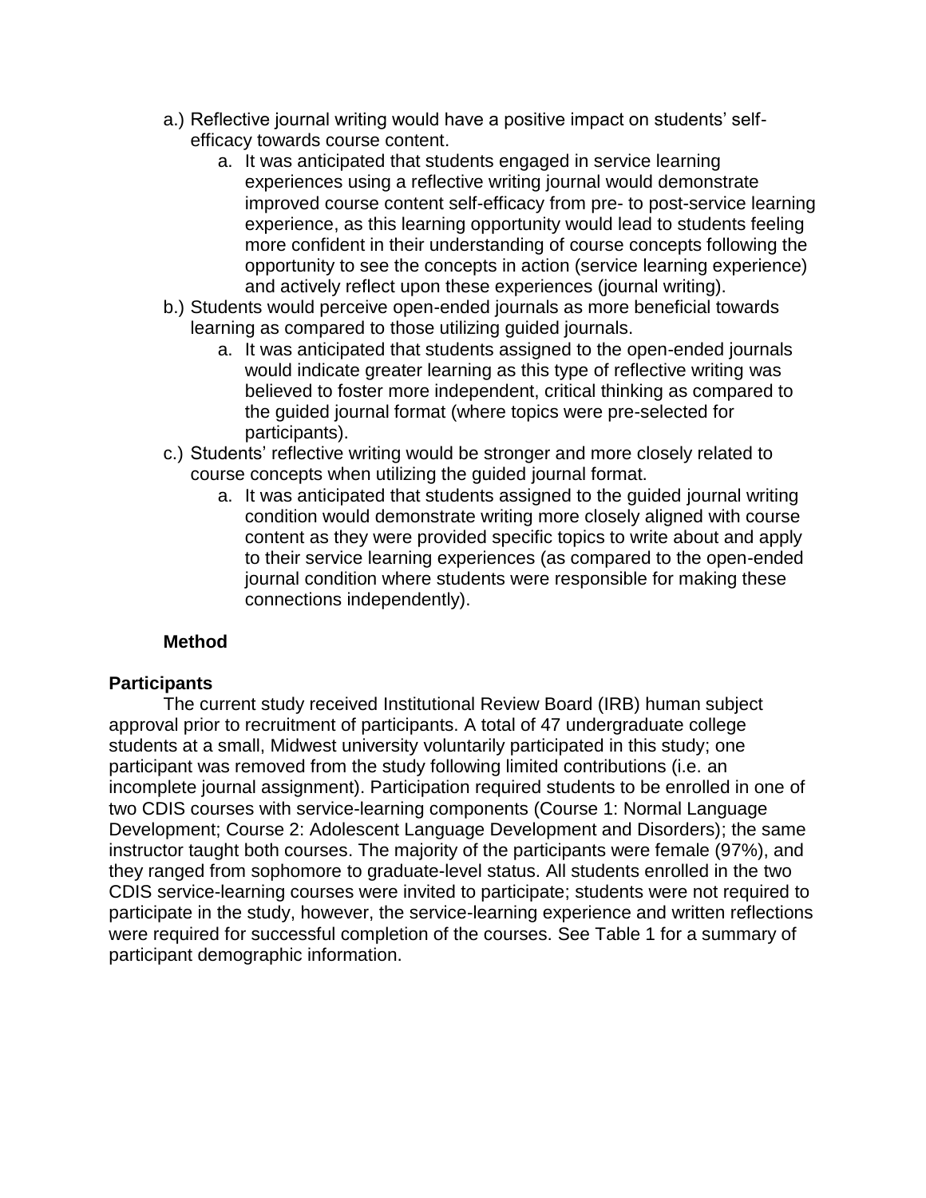a.) Reflective journal writing would have a positive impact on students' self-efficacy towards course content.
   a. It was anticipated that students engaged in service learning experiences using a reflective writing journal would demonstrate improved course content self-efficacy from pre- to post-service learning experience, as this learning opportunity would lead to students feeling more confident in their understanding of course concepts following the opportunity to see the concepts in action (service learning experience) and actively reflect upon these experiences (journal writing).

b.) Students would perceive open-ended journals as more beneficial towards learning as compared to those utilizing guided journals.
   a. It was anticipated that students assigned to the open-ended journals would indicate greater learning as this type of reflective writing was believed to foster more independent, critical thinking as compared to the guided journal format (where topics were pre-selected for participants).

c.) Students' reflective writing would be stronger and more closely related to course concepts when utilizing the guided journal format.
   a. It was anticipated that students assigned to the guided journal writing condition would demonstrate writing more closely aligned with course content as they were provided specific topics to write about and apply to their service learning experiences (as compared to the open-ended journal condition where students were responsible for making these connections independently).

## Method

### Participants

The current study received Institutional Review Board (IRB) human subject approval prior to recruitment of participants. A total of 47 undergraduate college students at a small, Midwest university voluntarily participated in this study; one participant was removed from the study following limited contributions (i.e. an incomplete journal assignment). Participation required students to be enrolled in one of two CDIS courses with service-learning components (Course 1: Normal Language Development; Course 2: Adolescent Language Development and Disorders); the same instructor taught both courses. The majority of the participants were female (97%), and they ranged from sophomore to graduate-level status. All students enrolled in the two CDIS service-learning courses were invited to participate; students were not required to participate in the study, however, the service-learning experience and written reflections were required for successful completion of the courses. See Table 1 for a summary of participant demographic information.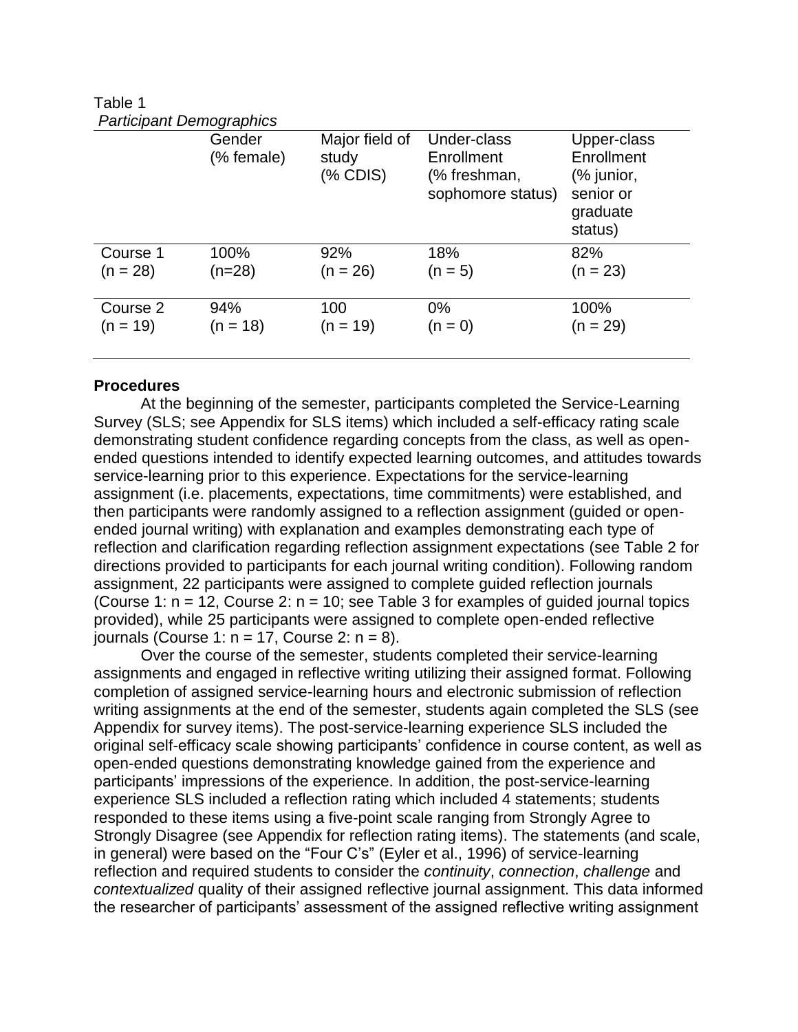Table 1
*Participant Demographics*

| | Gender (% female) | Major field of study (% CDIS) | Under-class Enrollment (% freshman, sophomore status) | Upper-class Enrollment (% junior, senior or graduate status) |
|---|---|---|---|---|
| Course 1 (n = 28) | 100% (n=28) | 92% (n = 26) | 18% (n = 5) | 82% (n = 23) |
| Course 2 (n = 19) | 94% (n = 18) | 100 (n = 19) | 0% (n = 0) | 100% (n = 29) |

**Procedures**

At the beginning of the semester, participants completed the Service-Learning Survey (SLS; see Appendix for SLS items) which included a self-efficacy rating scale demonstrating student confidence regarding concepts from the class, as well as open-ended questions intended to identify expected learning outcomes, and attitudes towards service-learning prior to this experience. Expectations for the service-learning assignment (i.e. placements, expectations, time commitments) were established, and then participants were randomly assigned to a reflection assignment (guided or open-ended journal writing) with explanation and examples demonstrating each type of reflection and clarification regarding reflection assignment expectations (see Table 2 for directions provided to participants for each journal writing condition). Following random assignment, 22 participants were assigned to complete guided reflection journals (Course 1: n = 12, Course 2: n = 10; see Table 3 for examples of guided journal topics provided), while 25 participants were assigned to complete open-ended reflective journals (Course 1: n = 17, Course 2: n = 8).

Over the course of the semester, students completed their service-learning assignments and engaged in reflective writing utilizing their assigned format. Following completion of assigned service-learning hours and electronic submission of reflection writing assignments at the end of the semester, students again completed the SLS (see Appendix for survey items). The post-service-learning experience SLS included the original self-efficacy scale showing participants' confidence in course content, as well as open-ended questions demonstrating knowledge gained from the experience and participants' impressions of the experience. In addition, the post-service-learning experience SLS included a reflection rating which included 4 statements; students responded to these items using a five-point scale ranging from Strongly Agree to Strongly Disagree (see Appendix for reflection rating items). The statements (and scale, in general) were based on the "Four C's" (Eyler et al., 1996) of service-learning reflection and required students to consider the *continuity*, *connection*, *challenge* and *contextualized* quality of their assigned reflective journal assignment. This data informed the researcher of participants' assessment of the assigned reflective writing assignment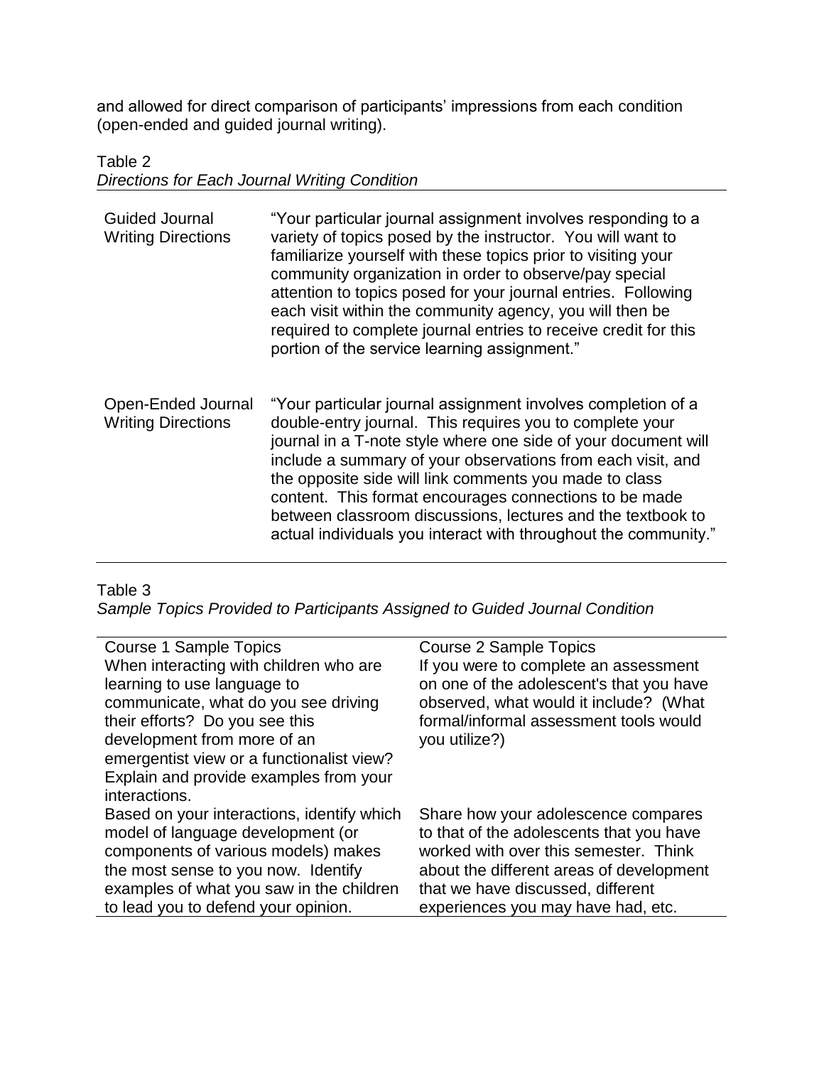and allowed for direct comparison of participants' impressions from each condition (open-ended and guided journal writing).

Table 2
*Directions for Each Journal Writing Condition*

| | |
|---|---|
| Guided Journal Writing Directions | "Your particular journal assignment involves responding to a variety of topics posed by the instructor. You will want to familiarize yourself with these topics prior to visiting your community organization in order to observe/pay special attention to topics posed for your journal entries. Following each visit within the community agency, you will then be required to complete journal entries to receive credit for this portion of the service learning assignment." |
| Open-Ended Journal Writing Directions | "Your particular journal assignment involves completion of a double-entry journal. This requires you to complete your journal in a T-note style where one side of your document will include a summary of your observations from each visit, and the opposite side will link comments you made to class content. This format encourages connections to be made between classroom discussions, lectures and the textbook to actual individuals you interact with throughout the community." |

Table 3
*Sample Topics Provided to Participants Assigned to Guided Journal Condition*

| Course 1 Sample Topics | Course 2 Sample Topics |
|---|---|
| When interacting with children who are learning to use language to communicate, what do you see driving their efforts? Do you see this development from more of an emergentist view or a functionalist view? Explain and provide examples from your interactions. | If you were to complete an assessment on one of the adolescent's that you have observed, what would it include? (What formal/informal assessment tools would you utilize?) |
| Based on your interactions, identify which model of language development (or components of various models) makes the most sense to you now. Identify examples of what you saw in the children to lead you to defend your opinion. | Share how your adolescence compares to that of the adolescents that you have worked with over this semester. Think about the different areas of development that we have discussed, different experiences you may have had, etc. |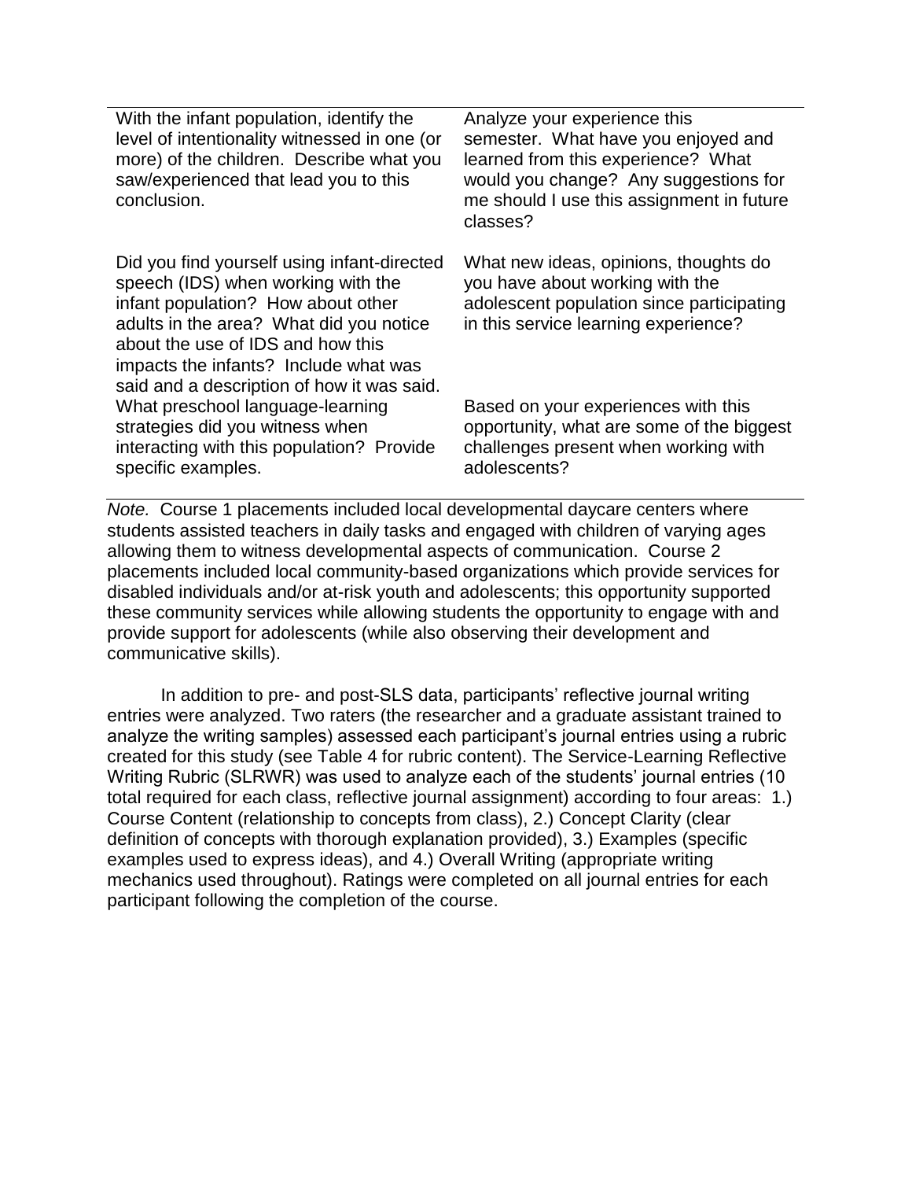| | |
|---|---|
| With the infant population, identify the level of intentionality witnessed in one (or more) of the children. Describe what you saw/experienced that lead you to this conclusion. | Analyze your experience this semester. What have you enjoyed and learned from this experience? What would you change? Any suggestions for me should I use this assignment in future classes? |
| Did you find yourself using infant-directed speech (IDS) when working with the infant population? How about other adults in the area? What did you notice about the use of IDS and how this impacts the infants? Include what was said and a description of how it was said. | What new ideas, opinions, thoughts do you have about working with the adolescent population since participating in this service learning experience? |
| What preschool language-learning strategies did you witness when interacting with this population? Provide specific examples. | Based on your experiences with this opportunity, what are some of the biggest challenges present when working with adolescents? |

*Note.* Course 1 placements included local developmental daycare centers where students assisted teachers in daily tasks and engaged with children of varying ages allowing them to witness developmental aspects of communication. Course 2 placements included local community-based organizations which provide services for disabled individuals and/or at-risk youth and adolescents; this opportunity supported these community services while allowing students the opportunity to engage with and provide support for adolescents (while also observing their development and communicative skills).

In addition to pre- and post-SLS data, participants' reflective journal writing entries were analyzed. Two raters (the researcher and a graduate assistant trained to analyze the writing samples) assessed each participant's journal entries using a rubric created for this study (see Table 4 for rubric content). The Service-Learning Reflective Writing Rubric (SLRWR) was used to analyze each of the students' journal entries (10 total required for each class, reflective journal assignment) according to four areas: 1.) Course Content (relationship to concepts from class), 2.) Concept Clarity (clear definition of concepts with thorough explanation provided), 3.) Examples (specific examples used to express ideas), and 4.) Overall Writing (appropriate writing mechanics used throughout). Ratings were completed on all journal entries for each participant following the completion of the course.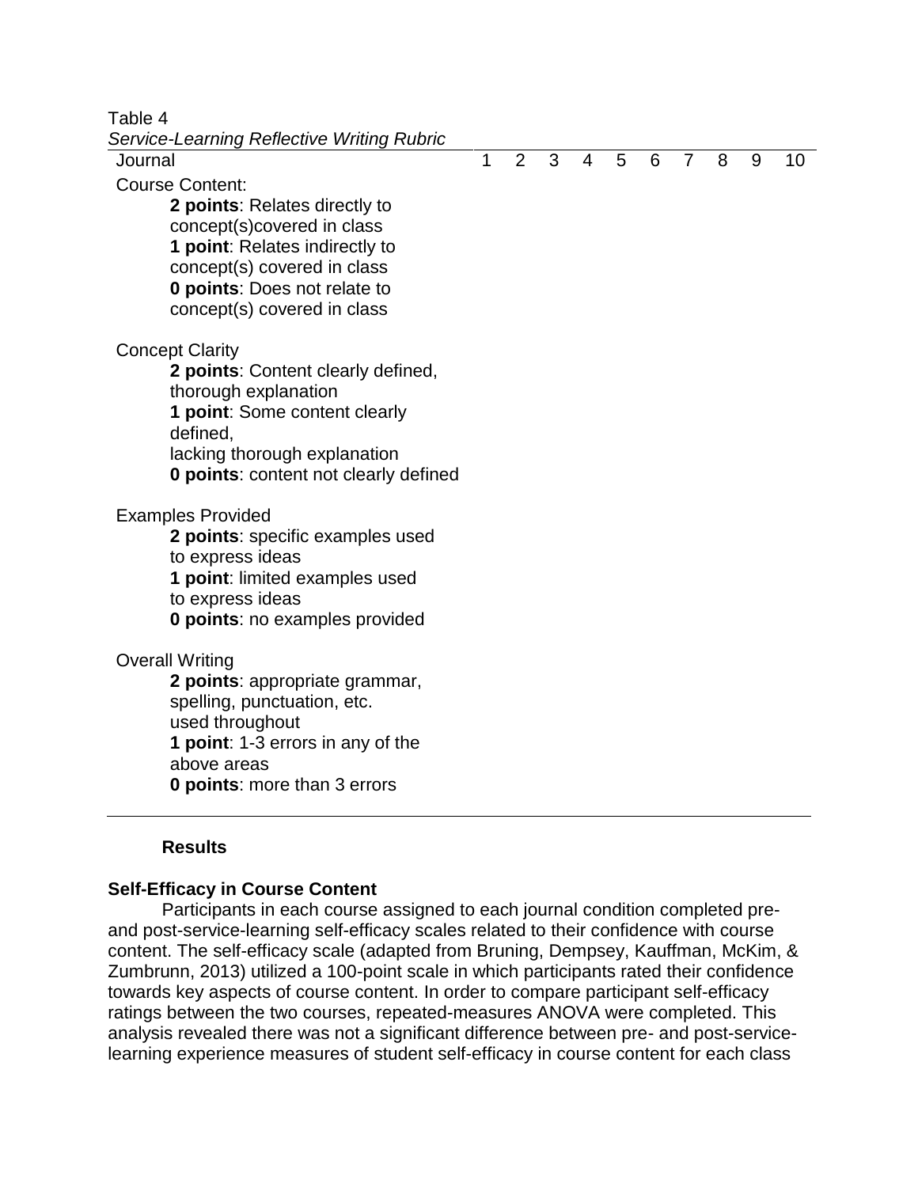Table 4

*Service-Learning Reflective Writing Rubric*

| Journal | 1 | 2 | 3 | 4 | 5 | 6 | 7 | 8 | 9 | 10 |
|---|---|---|---|---|---|---|---|---|---|---|
| Course Content:<br>**2 points**: Relates directly to concept(s)covered in class<br>**1 point**: Relates indirectly to concept(s) covered in class<br>**0 points**: Does not relate to concept(s) covered in class | | | | | | | | | | |
| Concept Clarity<br>**2 points**: Content clearly defined, thorough explanation<br>**1 point**: Some content clearly defined,<br>lacking thorough explanation<br>**0 points**: content not clearly defined | | | | | | | | | | |
| Examples Provided<br>**2 points**: specific examples used to express ideas<br>**1 point**: limited examples used to express ideas<br>**0 points**: no examples provided | | | | | | | | | | |
| Overall Writing<br>**2 points**: appropriate grammar, spelling, punctuation, etc. used throughout<br>**1 point**: 1-3 errors in any of the above areas<br>**0 points**: more than 3 errors | | | | | | | | | | |

## Results

### Self-Efficacy in Course Content

Participants in each course assigned to each journal condition completed pre- and post-service-learning self-efficacy scales related to their confidence with course content. The self-efficacy scale (adapted from Bruning, Dempsey, Kauffman, McKim, & Zumbrunn, 2013) utilized a 100-point scale in which participants rated their confidence towards key aspects of course content. In order to compare participant self-efficacy ratings between the two courses, repeated-measures ANOVA were completed. This analysis revealed there was not a significant difference between pre- and post-service-learning experience measures of student self-efficacy in course content for each class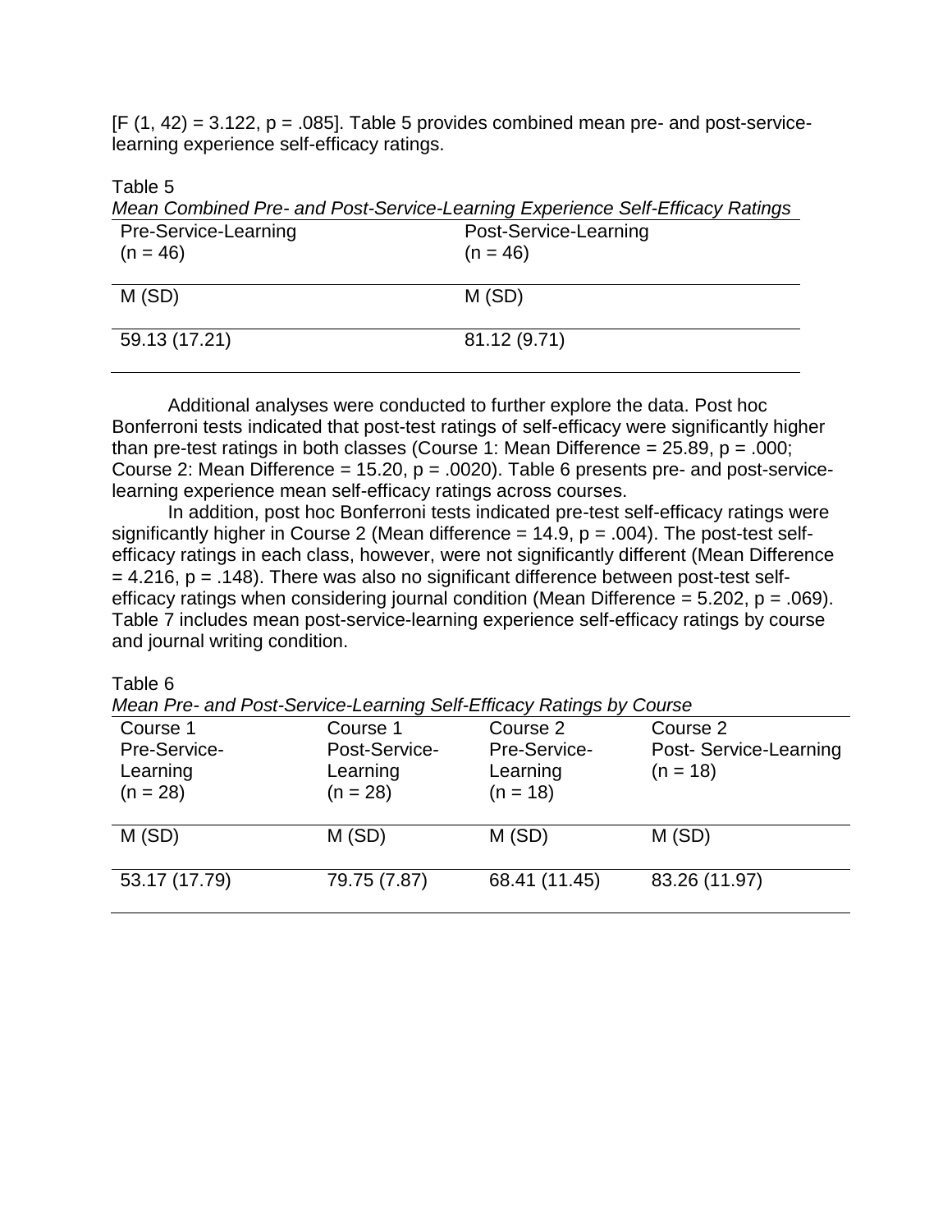[$F(1, 42) = 3.122$, $p = .085$]. Table 5 provides combined mean pre- and post-service-learning experience self-efficacy ratings.

Table 5
*Mean Combined Pre- and Post-Service-Learning Experience Self-Efficacy Ratings*

| Pre-Service-Learning (n = 46) | Post-Service-Learning (n = 46) |
|---|---|
| M (SD) | M (SD) |
| 59.13 (17.21) | 81.12 (9.71) |

Additional analyses were conducted to further explore the data. Post hoc Bonferroni tests indicated that post-test ratings of self-efficacy were significantly higher than pre-test ratings in both classes (Course 1: Mean Difference = 25.89, $p = .000$; Course 2: Mean Difference = 15.20, $p = .0020$). Table 6 presents pre- and post-service-learning experience mean self-efficacy ratings across courses.

In addition, post hoc Bonferroni tests indicated pre-test self-efficacy ratings were significantly higher in Course 2 (Mean difference = 14.9, $p = .004$). The post-test self-efficacy ratings in each class, however, were not significantly different (Mean Difference = 4.216, $p = .148$). There was also no significant difference between post-test self-efficacy ratings when considering journal condition (Mean Difference = 5.202, $p = .069$). Table 7 includes mean post-service-learning experience self-efficacy ratings by course and journal writing condition.

Table 6
*Mean Pre- and Post-Service-Learning Self-Efficacy Ratings by Course*

| Course 1 Pre-Service-Learning (n = 28) | Course 1 Post-Service-Learning (n = 28) | Course 2 Pre-Service-Learning (n = 18) | Course 2 Post- Service-Learning (n = 18) |
|---|---|---|---|
| M (SD) | M (SD) | M (SD) | M (SD) |
| 53.17 (17.79) | 79.75 (7.87) | 68.41 (11.45) | 83.26 (11.97) |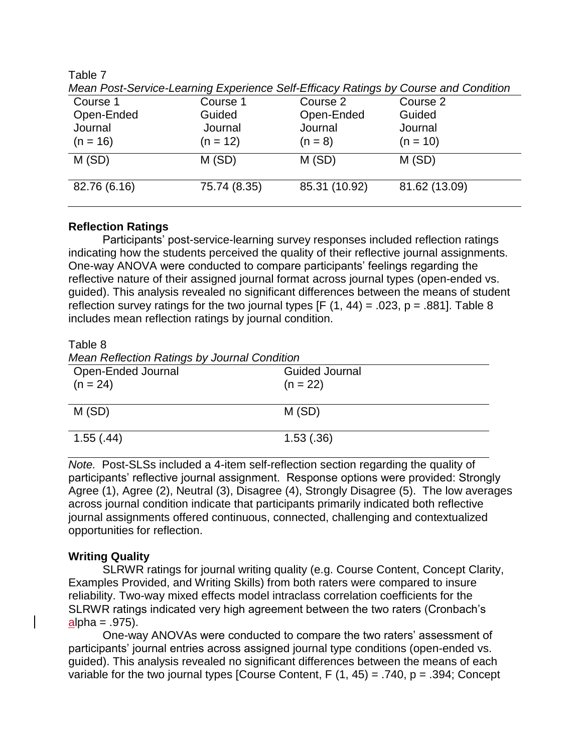Table 7

*Mean Post-Service-Learning Experience Self-Efficacy Ratings by Course and Condition*

| Course 1 Open-Ended Journal (n = 16) | Course 1 Guided Journal (n = 12) | Course 2 Open-Ended Journal (n = 8) | Course 2 Guided Journal (n = 10) |
|---|---|---|---|
| M (SD) | M (SD) | M (SD) | M (SD) |
| 82.76 (6.16) | 75.74 (8.35) | 85.31 (10.92) | 81.62 (13.09) |

**Reflection Ratings**

Participants' post-service-learning survey responses included reflection ratings indicating how the students perceived the quality of their reflective journal assignments. One-way ANOVA were conducted to compare participants' feelings regarding the reflective nature of their assigned journal format across journal types (open-ended vs. guided). This analysis revealed no significant differences between the means of student reflection survey ratings for the two journal types [$F$ (1, 44) = .023, $p$ = .881]. Table 8 includes mean reflection ratings by journal condition.

Table 8

*Mean Reflection Ratings by Journal Condition*

| Open-Ended Journal (n = 24) | Guided Journal (n = 22) |
|---|---|
| M (SD) | M (SD) |
| 1.55 (.44) | 1.53 (.36) |

*Note.* Post-SLSs included a 4-item self-reflection section regarding the quality of participants' reflective journal assignment. Response options were provided: Strongly Agree (1), Agree (2), Neutral (3), Disagree (4), Strongly Disagree (5). The low averages across journal condition indicate that participants primarily indicated both reflective journal assignments offered continuous, connected, challenging and contextualized opportunities for reflection.

**Writing Quality**

SLRWR ratings for journal writing quality (e.g. Course Content, Concept Clarity, Examples Provided, and Writing Skills) from both raters were compared to insure reliability. Two-way mixed effects model intraclass correlation coefficients for the SLRWR ratings indicated very high agreement between the two raters (Cronbach's alpha = .975).

One-way ANOVAs were conducted to compare the two raters' assessment of participants' journal entries across assigned journal type conditions (open-ended vs. guided). This analysis revealed no significant differences between the means of each variable for the two journal types [Course Content, $F$ (1, 45) = .740, $p$ = .394; Concept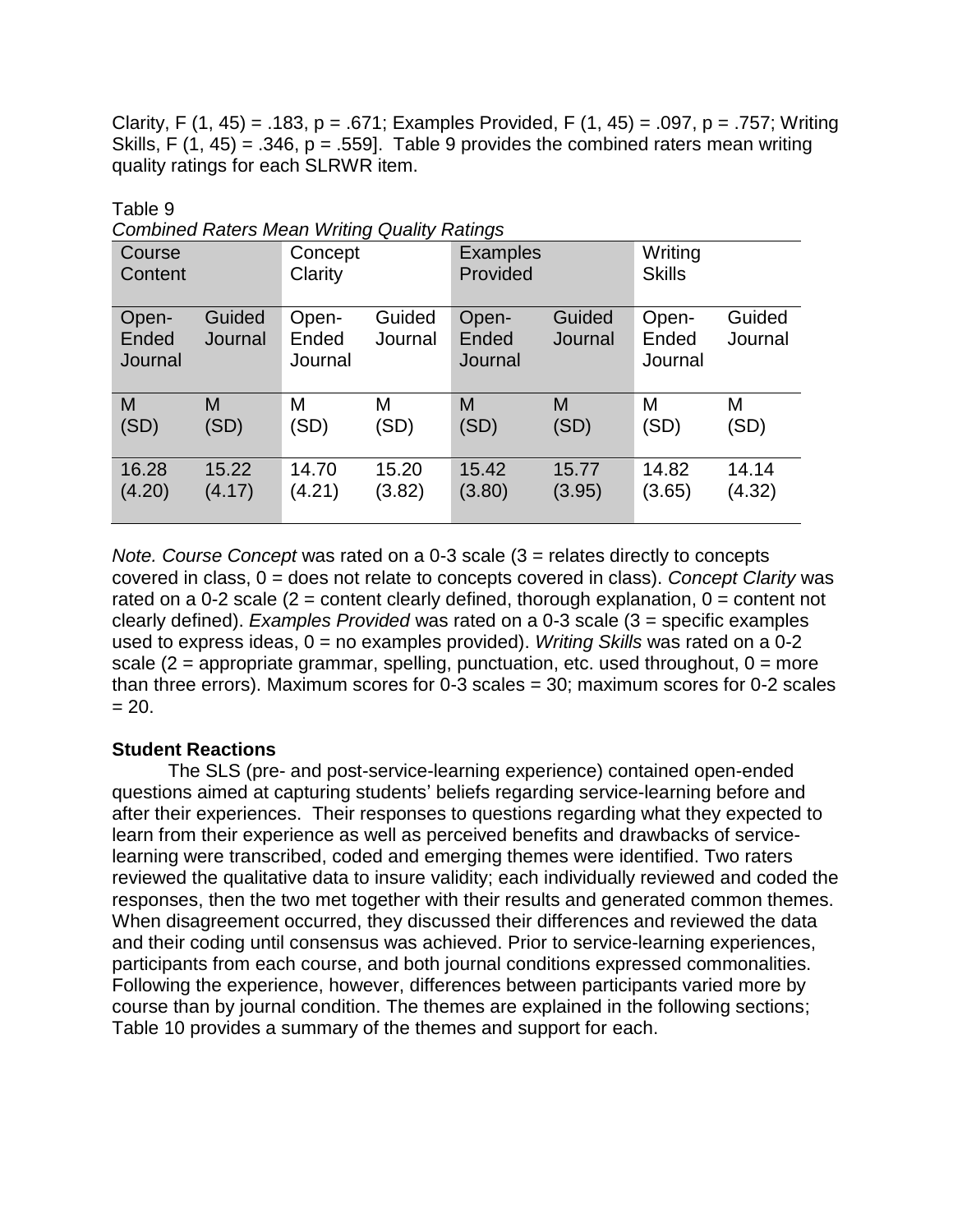Clarity, $F(1, 45) = .183$, $p = .671$; Examples Provided, $F(1, 45) = .097$, $p = .757$; Writing Skills, $F(1, 45) = .346$, $p = .559$]. Table 9 provides the combined raters mean writing quality ratings for each SLRWR item.

Table 9
*Combined Raters Mean Writing Quality Ratings*

| Course Content | | Concept Clarity | | Examples Provided | | Writing Skills | |
|---|---|---|---|---|---|---|---|
| Open-Ended Journal | Guided Journal | Open-Ended Journal | Guided Journal | Open-Ended Journal | Guided Journal | Open-Ended Journal | Guided Journal |
| M (SD) | M (SD) | M (SD) | M (SD) | M (SD) | M (SD) | M (SD) | M (SD) |
| 16.28 (4.20) | 15.22 (4.17) | 14.70 (4.21) | 15.20 (3.82) | 15.42 (3.80) | 15.77 (3.95) | 14.82 (3.65) | 14.14 (4.32) |

*Note. Course Concept* was rated on a 0-3 scale (3 = relates directly to concepts covered in class, 0 = does not relate to concepts covered in class). *Concept Clarity* was rated on a 0-2 scale (2 = content clearly defined, thorough explanation, 0 = content not clearly defined). *Examples Provided* was rated on a 0-3 scale (3 = specific examples used to express ideas, 0 = no examples provided). *Writing Skills* was rated on a 0-2 scale (2 = appropriate grammar, spelling, punctuation, etc. used throughout, 0 = more than three errors). Maximum scores for 0-3 scales = 30; maximum scores for 0-2 scales = 20.

**Student Reactions**

The SLS (pre- and post-service-learning experience) contained open-ended questions aimed at capturing students' beliefs regarding service-learning before and after their experiences. Their responses to questions regarding what they expected to learn from their experience as well as perceived benefits and drawbacks of service-learning were transcribed, coded and emerging themes were identified. Two raters reviewed the qualitative data to insure validity; each individually reviewed and coded the responses, then the two met together with their results and generated common themes. When disagreement occurred, they discussed their differences and reviewed the data and their coding until consensus was achieved. Prior to service-learning experiences, participants from each course, and both journal conditions expressed commonalities. Following the experience, however, differences between participants varied more by course than by journal condition. The themes are explained in the following sections; Table 10 provides a summary of the themes and support for each.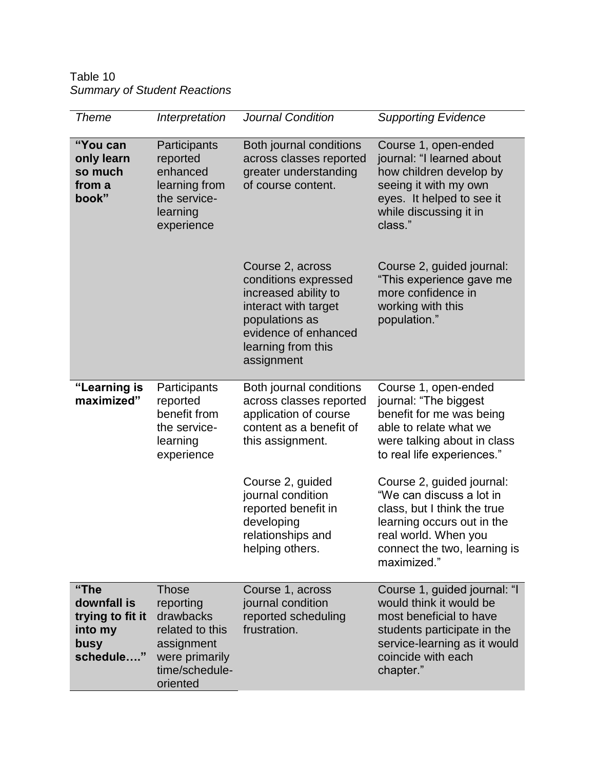Table 10
*Summary of Student Reactions*

| *Theme* | *Interpretation* | *Journal Condition* | *Supporting Evidence* |
|---|---|---|---|
| **"You can only learn so much from a book"** | Participants reported enhanced learning from the service-learning experience | Both journal conditions across classes reported greater understanding of course content. | Course 1, open-ended journal: "I learned about how children develop by seeing it with my own eyes. It helped to see it while discussing it in class." |
| | | Course 2, across conditions expressed increased ability to interact with target populations as evidence of enhanced learning from this assignment | Course 2, guided journal: "This experience gave me more confidence in working with this population." |
| **"Learning is maximized"** | Participants reported benefit from the service-learning experience | Both journal conditions across classes reported application of course content as a benefit of this assignment. | Course 1, open-ended journal: "The biggest benefit for me was being able to relate what we were talking about in class to real life experiences." |
| | | Course 2, guided journal condition reported benefit in developing relationships and helping others. | Course 2, guided journal: "We can discuss a lot in class, but I think the true learning occurs out in the real world. When you connect the two, learning is maximized." |
| **"The downfall is trying to fit it into my busy schedule…."** | Those reporting drawbacks related to this assignment were primarily time/schedule-oriented | Course 1, across journal condition reported scheduling frustration. | Course 1, guided journal: "I would think it would be most beneficial to have students participate in the service-learning as it would coincide with each chapter." |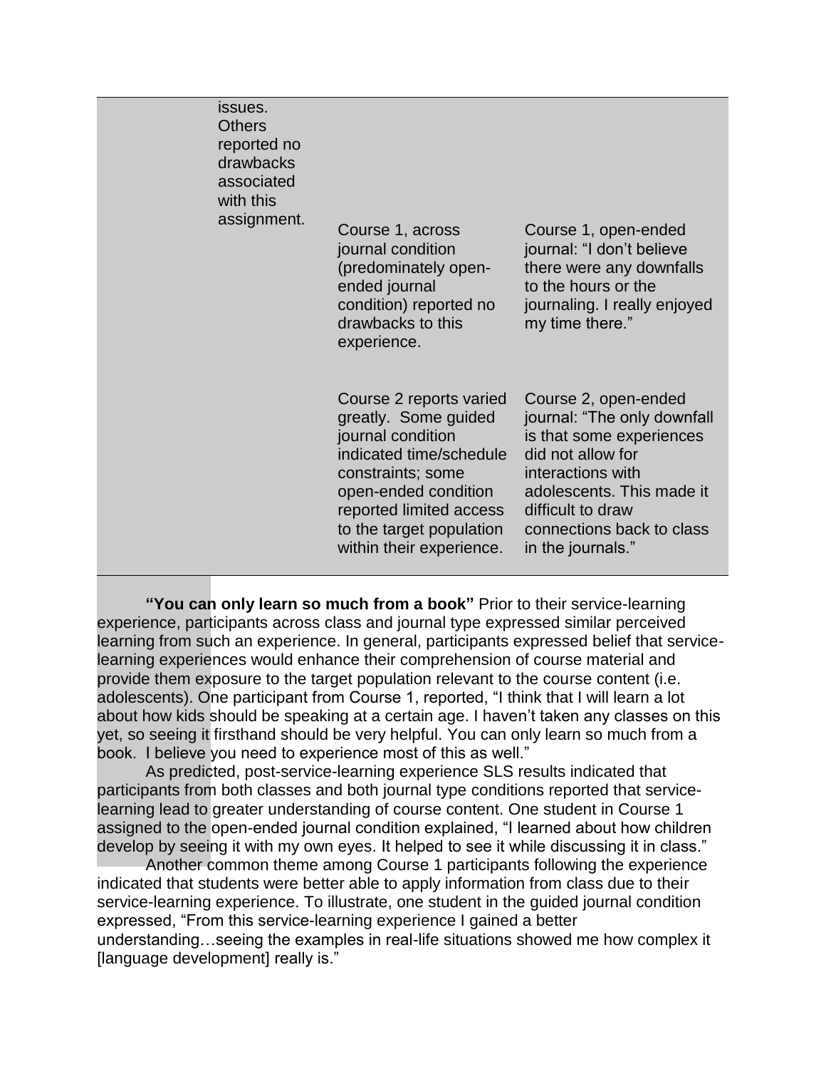| | | | |
|---|---|---|---|
| | issues. Others reported no drawbacks associated with this assignment. | | |
| | | Course 1, across journal condition (predominately open-ended journal condition) reported no drawbacks to this experience. | Course 1, open-ended journal: "I don't believe there were any downfalls to the hours or the journaling. I really enjoyed my time there." |
| | | Course 2 reports varied greatly. Some guided journal condition indicated time/schedule constraints; some open-ended condition reported limited access to the target population within their experience. | Course 2, open-ended journal: "The only downfall is that some experiences did not allow for interactions with adolescents. This made it difficult to draw connections back to class in the journals." |

**"You can only learn so much from a book"** Prior to their service-learning experience, participants across class and journal type expressed similar perceived learning from such an experience. In general, participants expressed belief that service-learning experiences would enhance their comprehension of course material and provide them exposure to the target population relevant to the course content (i.e. adolescents). One participant from Course 1, reported, "I think that I will learn a lot about how kids should be speaking at a certain age. I haven't taken any classes on this yet, so seeing it firsthand should be very helpful. You can only learn so much from a book. I believe you need to experience most of this as well."

As predicted, post-service-learning experience SLS results indicated that participants from both classes and both journal type conditions reported that service-learning lead to greater understanding of course content. One student in Course 1 assigned to the open-ended journal condition explained, "I learned about how children develop by seeing it with my own eyes. It helped to see it while discussing it in class."

Another common theme among Course 1 participants following the experience indicated that students were better able to apply information from class due to their service-learning experience. To illustrate, one student in the guided journal condition expressed, "From this service-learning experience I gained a better understanding…seeing the examples in real-life situations showed me how complex it [language development] really is."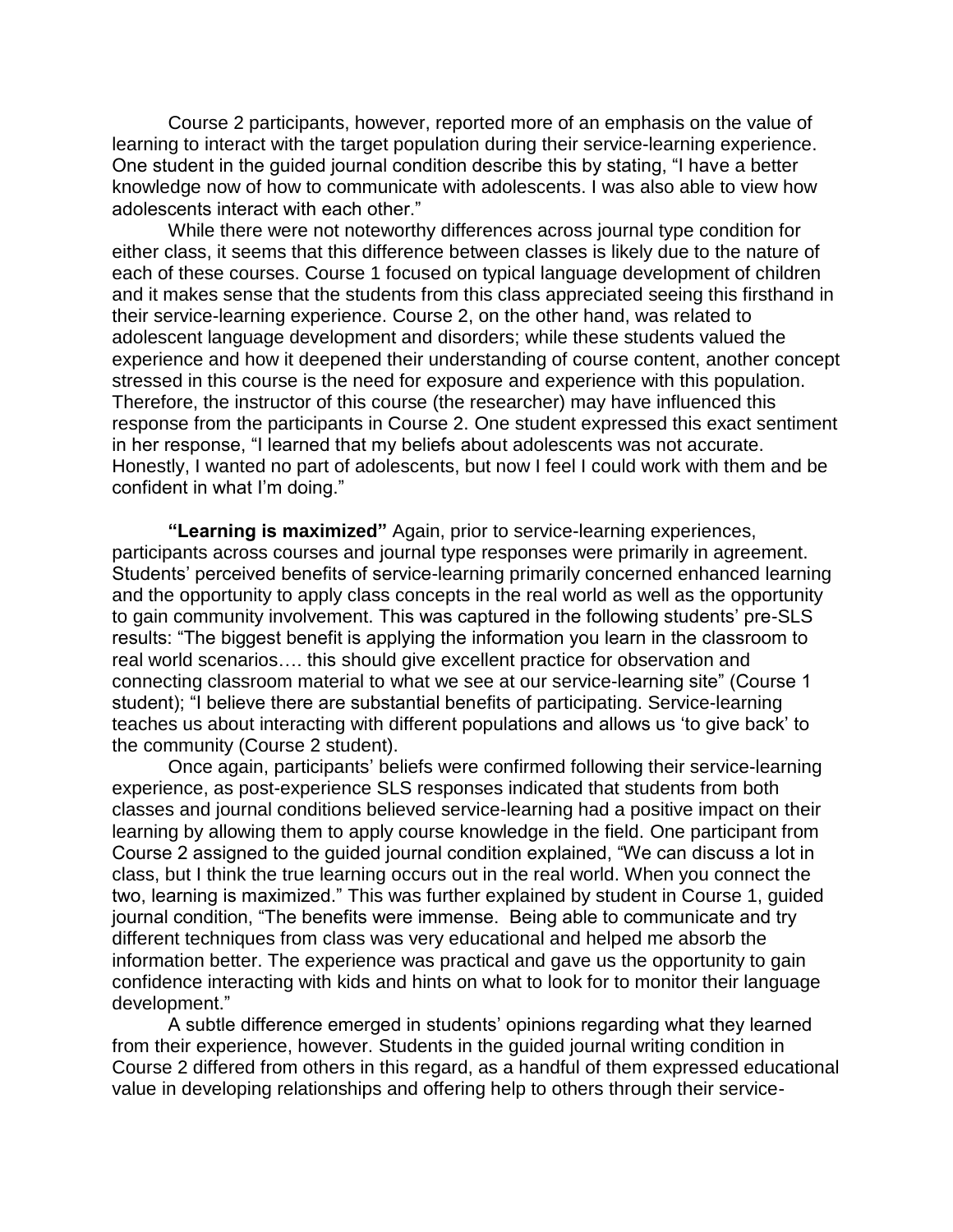Course 2 participants, however, reported more of an emphasis on the value of learning to interact with the target population during their service-learning experience. One student in the guided journal condition describe this by stating, "I have a better knowledge now of how to communicate with adolescents. I was also able to view how adolescents interact with each other."

While there were not noteworthy differences across journal type condition for either class, it seems that this difference between classes is likely due to the nature of each of these courses. Course 1 focused on typical language development of children and it makes sense that the students from this class appreciated seeing this firsthand in their service-learning experience. Course 2, on the other hand, was related to adolescent language development and disorders; while these students valued the experience and how it deepened their understanding of course content, another concept stressed in this course is the need for exposure and experience with this population. Therefore, the instructor of this course (the researcher) may have influenced this response from the participants in Course 2. One student expressed this exact sentiment in her response, "I learned that my beliefs about adolescents was not accurate. Honestly, I wanted no part of adolescents, but now I feel I could work with them and be confident in what I'm doing."

**"Learning is maximized"** Again, prior to service-learning experiences, participants across courses and journal type responses were primarily in agreement. Students' perceived benefits of service-learning primarily concerned enhanced learning and the opportunity to apply class concepts in the real world as well as the opportunity to gain community involvement. This was captured in the following students' pre-SLS results: "The biggest benefit is applying the information you learn in the classroom to real world scenarios…. this should give excellent practice for observation and connecting classroom material to what we see at our service-learning site" (Course 1 student); "I believe there are substantial benefits of participating. Service-learning teaches us about interacting with different populations and allows us 'to give back' to the community (Course 2 student).

Once again, participants' beliefs were confirmed following their service-learning experience, as post-experience SLS responses indicated that students from both classes and journal conditions believed service-learning had a positive impact on their learning by allowing them to apply course knowledge in the field. One participant from Course 2 assigned to the guided journal condition explained, "We can discuss a lot in class, but I think the true learning occurs out in the real world. When you connect the two, learning is maximized." This was further explained by student in Course 1, guided journal condition, "The benefits were immense. Being able to communicate and try different techniques from class was very educational and helped me absorb the information better. The experience was practical and gave us the opportunity to gain confidence interacting with kids and hints on what to look for to monitor their language development."

A subtle difference emerged in students' opinions regarding what they learned from their experience, however. Students in the guided journal writing condition in Course 2 differed from others in this regard, as a handful of them expressed educational value in developing relationships and offering help to others through their service-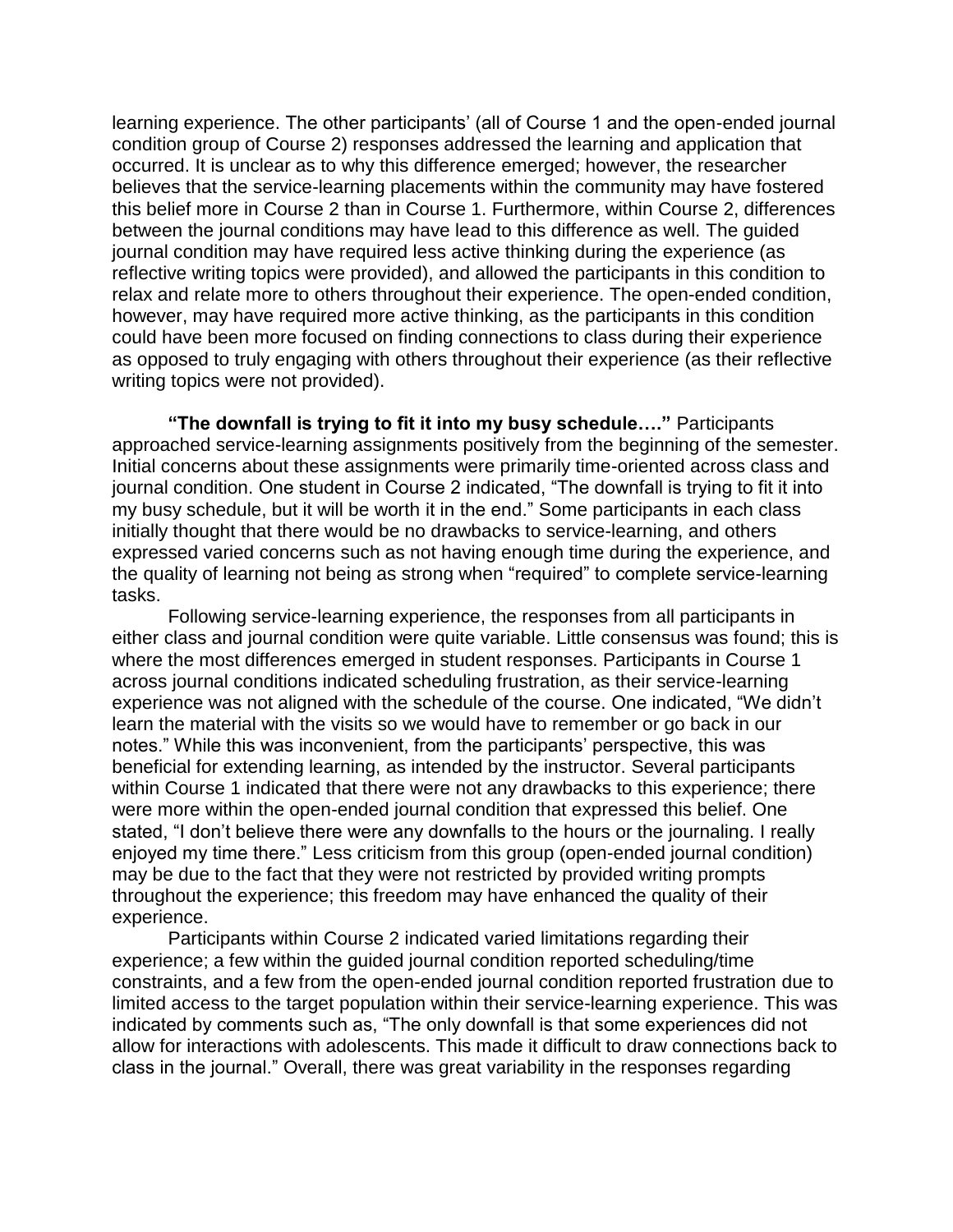learning experience. The other participants' (all of Course 1 and the open-ended journal condition group of Course 2) responses addressed the learning and application that occurred. It is unclear as to why this difference emerged; however, the researcher believes that the service-learning placements within the community may have fostered this belief more in Course 2 than in Course 1. Furthermore, within Course 2, differences between the journal conditions may have lead to this difference as well. The guided journal condition may have required less active thinking during the experience (as reflective writing topics were provided), and allowed the participants in this condition to relax and relate more to others throughout their experience. The open-ended condition, however, may have required more active thinking, as the participants in this condition could have been more focused on finding connections to class during their experience as opposed to truly engaging with others throughout their experience (as their reflective writing topics were not provided).

**"The downfall is trying to fit it into my busy schedule…."** Participants approached service-learning assignments positively from the beginning of the semester. Initial concerns about these assignments were primarily time-oriented across class and journal condition. One student in Course 2 indicated, "The downfall is trying to fit it into my busy schedule, but it will be worth it in the end." Some participants in each class initially thought that there would be no drawbacks to service-learning, and others expressed varied concerns such as not having enough time during the experience, and the quality of learning not being as strong when "required" to complete service-learning tasks.

Following service-learning experience, the responses from all participants in either class and journal condition were quite variable. Little consensus was found; this is where the most differences emerged in student responses. Participants in Course 1 across journal conditions indicated scheduling frustration, as their service-learning experience was not aligned with the schedule of the course. One indicated, "We didn't learn the material with the visits so we would have to remember or go back in our notes." While this was inconvenient, from the participants' perspective, this was beneficial for extending learning, as intended by the instructor. Several participants within Course 1 indicated that there were not any drawbacks to this experience; there were more within the open-ended journal condition that expressed this belief. One stated, "I don't believe there were any downfalls to the hours or the journaling. I really enjoyed my time there." Less criticism from this group (open-ended journal condition) may be due to the fact that they were not restricted by provided writing prompts throughout the experience; this freedom may have enhanced the quality of their experience.

Participants within Course 2 indicated varied limitations regarding their experience; a few within the guided journal condition reported scheduling/time constraints, and a few from the open-ended journal condition reported frustration due to limited access to the target population within their service-learning experience. This was indicated by comments such as, "The only downfall is that some experiences did not allow for interactions with adolescents. This made it difficult to draw connections back to class in the journal." Overall, there was great variability in the responses regarding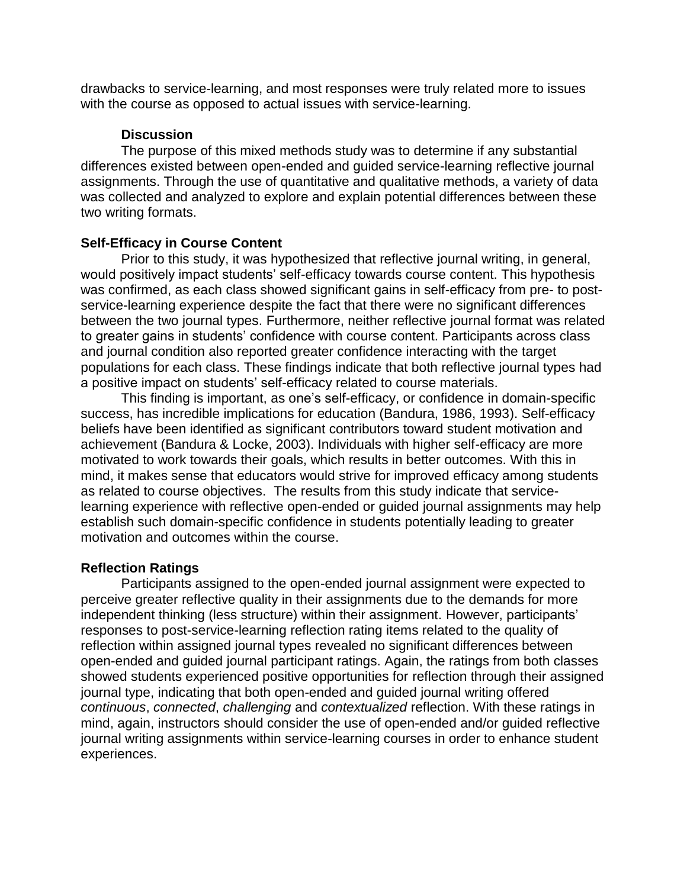drawbacks to service-learning, and most responses were truly related more to issues with the course as opposed to actual issues with service-learning.

## Discussion

The purpose of this mixed methods study was to determine if any substantial differences existed between open-ended and guided service-learning reflective journal assignments. Through the use of quantitative and qualitative methods, a variety of data was collected and analyzed to explore and explain potential differences between these two writing formats.

### Self-Efficacy in Course Content

Prior to this study, it was hypothesized that reflective journal writing, in general, would positively impact students' self-efficacy towards course content. This hypothesis was confirmed, as each class showed significant gains in self-efficacy from pre- to post-service-learning experience despite the fact that there were no significant differences between the two journal types. Furthermore, neither reflective journal format was related to greater gains in students' confidence with course content. Participants across class and journal condition also reported greater confidence interacting with the target populations for each class. These findings indicate that both reflective journal types had a positive impact on students' self-efficacy related to course materials.

This finding is important, as one's self-efficacy, or confidence in domain-specific success, has incredible implications for education (Bandura, 1986, 1993). Self-efficacy beliefs have been identified as significant contributors toward student motivation and achievement (Bandura & Locke, 2003). Individuals with higher self-efficacy are more motivated to work towards their goals, which results in better outcomes. With this in mind, it makes sense that educators would strive for improved efficacy among students as related to course objectives. The results from this study indicate that service-learning experience with reflective open-ended or guided journal assignments may help establish such domain-specific confidence in students potentially leading to greater motivation and outcomes within the course.

### Reflection Ratings

Participants assigned to the open-ended journal assignment were expected to perceive greater reflective quality in their assignments due to the demands for more independent thinking (less structure) within their assignment. However, participants' responses to post-service-learning reflection rating items related to the quality of reflection within assigned journal types revealed no significant differences between open-ended and guided journal participant ratings. Again, the ratings from both classes showed students experienced positive opportunities for reflection through their assigned journal type, indicating that both open-ended and guided journal writing offered *continuous*, *connected*, *challenging* and *contextualized* reflection. With these ratings in mind, again, instructors should consider the use of open-ended and/or guided reflective journal writing assignments within service-learning courses in order to enhance student experiences.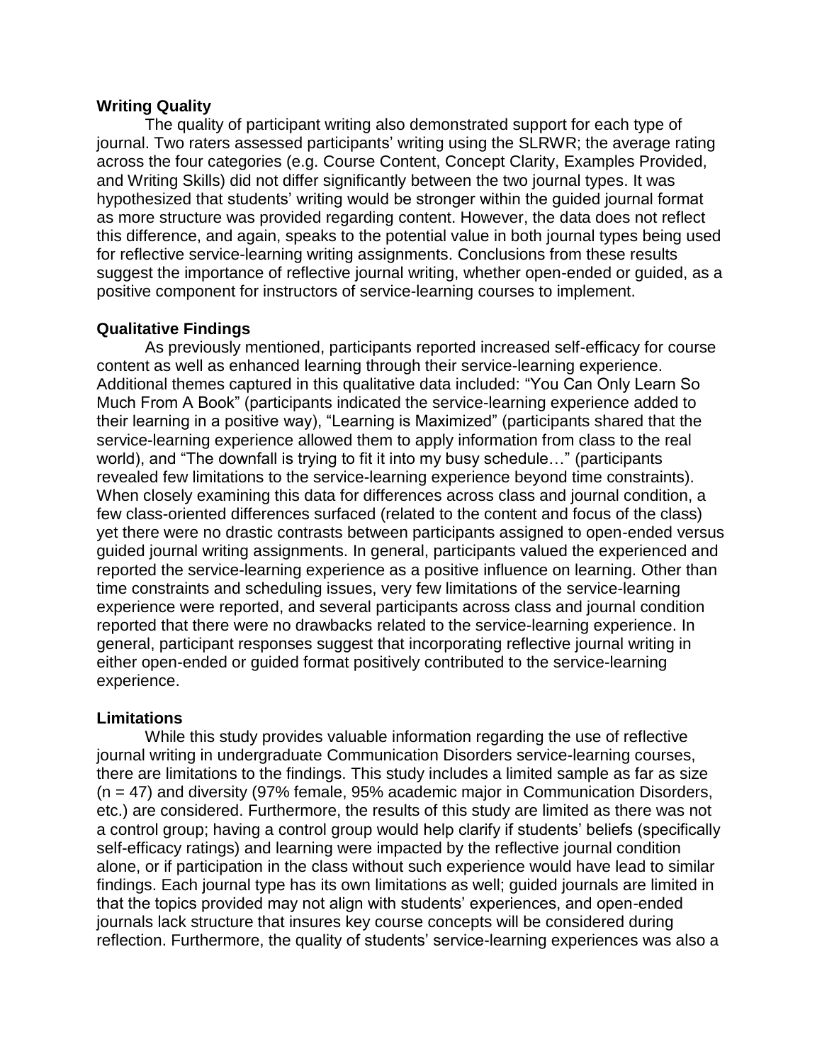**Writing Quality**

The quality of participant writing also demonstrated support for each type of journal. Two raters assessed participants' writing using the SLRWR; the average rating across the four categories (e.g. Course Content, Concept Clarity, Examples Provided, and Writing Skills) did not differ significantly between the two journal types. It was hypothesized that students' writing would be stronger within the guided journal format as more structure was provided regarding content. However, the data does not reflect this difference, and again, speaks to the potential value in both journal types being used for reflective service-learning writing assignments. Conclusions from these results suggest the importance of reflective journal writing, whether open-ended or guided, as a positive component for instructors of service-learning courses to implement.

**Qualitative Findings**

As previously mentioned, participants reported increased self-efficacy for course content as well as enhanced learning through their service-learning experience. Additional themes captured in this qualitative data included: "You Can Only Learn So Much From A Book" (participants indicated the service-learning experience added to their learning in a positive way), "Learning is Maximized" (participants shared that the service-learning experience allowed them to apply information from class to the real world), and "The downfall is trying to fit it into my busy schedule…" (participants revealed few limitations to the service-learning experience beyond time constraints). When closely examining this data for differences across class and journal condition, a few class-oriented differences surfaced (related to the content and focus of the class) yet there were no drastic contrasts between participants assigned to open-ended versus guided journal writing assignments. In general, participants valued the experienced and reported the service-learning experience as a positive influence on learning. Other than time constraints and scheduling issues, very few limitations of the service-learning experience were reported, and several participants across class and journal condition reported that there were no drawbacks related to the service-learning experience. In general, participant responses suggest that incorporating reflective journal writing in either open-ended or guided format positively contributed to the service-learning experience.

**Limitations**

While this study provides valuable information regarding the use of reflective journal writing in undergraduate Communication Disorders service-learning courses, there are limitations to the findings. This study includes a limited sample as far as size ($n = 47$) and diversity (97% female, 95% academic major in Communication Disorders, etc.) are considered. Furthermore, the results of this study are limited as there was not a control group; having a control group would help clarify if students' beliefs (specifically self-efficacy ratings) and learning were impacted by the reflective journal condition alone, or if participation in the class without such experience would have lead to similar findings. Each journal type has its own limitations as well; guided journals are limited in that the topics provided may not align with students' experiences, and open-ended journals lack structure that insures key course concepts will be considered during reflection. Furthermore, the quality of students' service-learning experiences was also a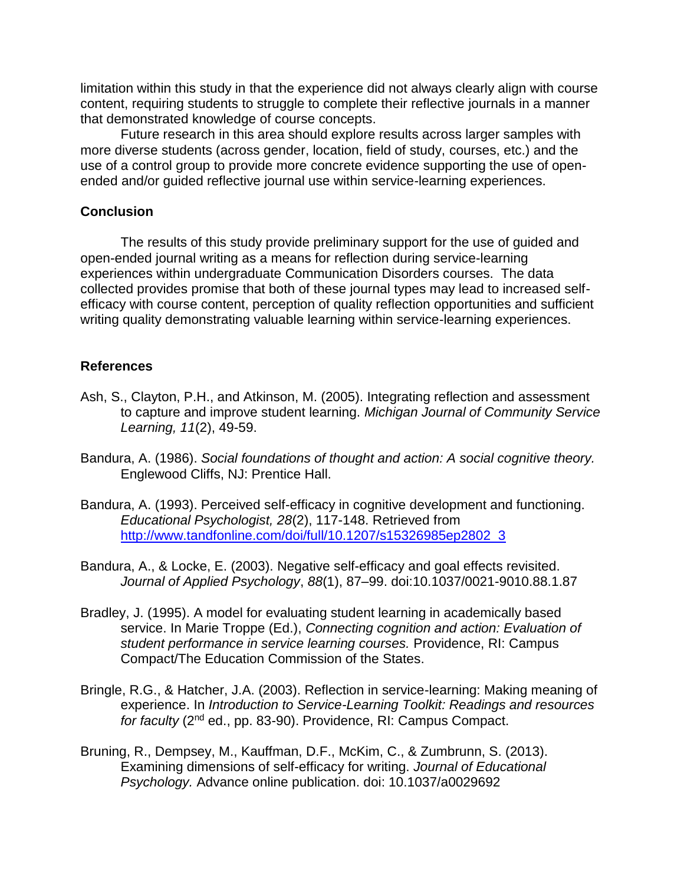limitation within this study in that the experience did not always clearly align with course content, requiring students to struggle to complete their reflective journals in a manner that demonstrated knowledge of course concepts.

Future research in this area should explore results across larger samples with more diverse students (across gender, location, field of study, courses, etc.) and the use of a control group to provide more concrete evidence supporting the use of open-ended and/or guided reflective journal use within service-learning experiences.

## Conclusion

The results of this study provide preliminary support for the use of guided and open-ended journal writing as a means for reflection during service-learning experiences within undergraduate Communication Disorders courses. The data collected provides promise that both of these journal types may lead to increased self-efficacy with course content, perception of quality reflection opportunities and sufficient writing quality demonstrating valuable learning within service-learning experiences.

## References

Ash, S., Clayton, P.H., and Atkinson, M. (2005). Integrating reflection and assessment to capture and improve student learning. *Michigan Journal of Community Service Learning, 11*(2), 49-59.

Bandura, A. (1986). *Social foundations of thought and action: A social cognitive theory.* Englewood Cliffs, NJ: Prentice Hall.

Bandura, A. (1993). Perceived self-efficacy in cognitive development and functioning. *Educational Psychologist, 28*(2), 117-148. Retrieved from http://www.tandfonline.com/doi/full/10.1207/s15326985ep2802_3

Bandura, A., & Locke, E. (2003). Negative self-efficacy and goal effects revisited. *Journal of Applied Psychology*, *88*(1), 87–99. doi:10.1037/0021-9010.88.1.87

Bradley, J. (1995). A model for evaluating student learning in academically based service. In Marie Troppe (Ed.), *Connecting cognition and action: Evaluation of student performance in service learning courses.* Providence, RI: Campus Compact/The Education Commission of the States.

Bringle, R.G., & Hatcher, J.A. (2003). Reflection in service-learning: Making meaning of experience. In *Introduction to Service-Learning Toolkit: Readings and resources for faculty* (2nd ed., pp. 83-90). Providence, RI: Campus Compact.

Bruning, R., Dempsey, M., Kauffman, D.F., McKim, C., & Zumbrunn, S. (2013). Examining dimensions of self-efficacy for writing. *Journal of Educational Psychology.* Advance online publication. doi: 10.1037/a0029692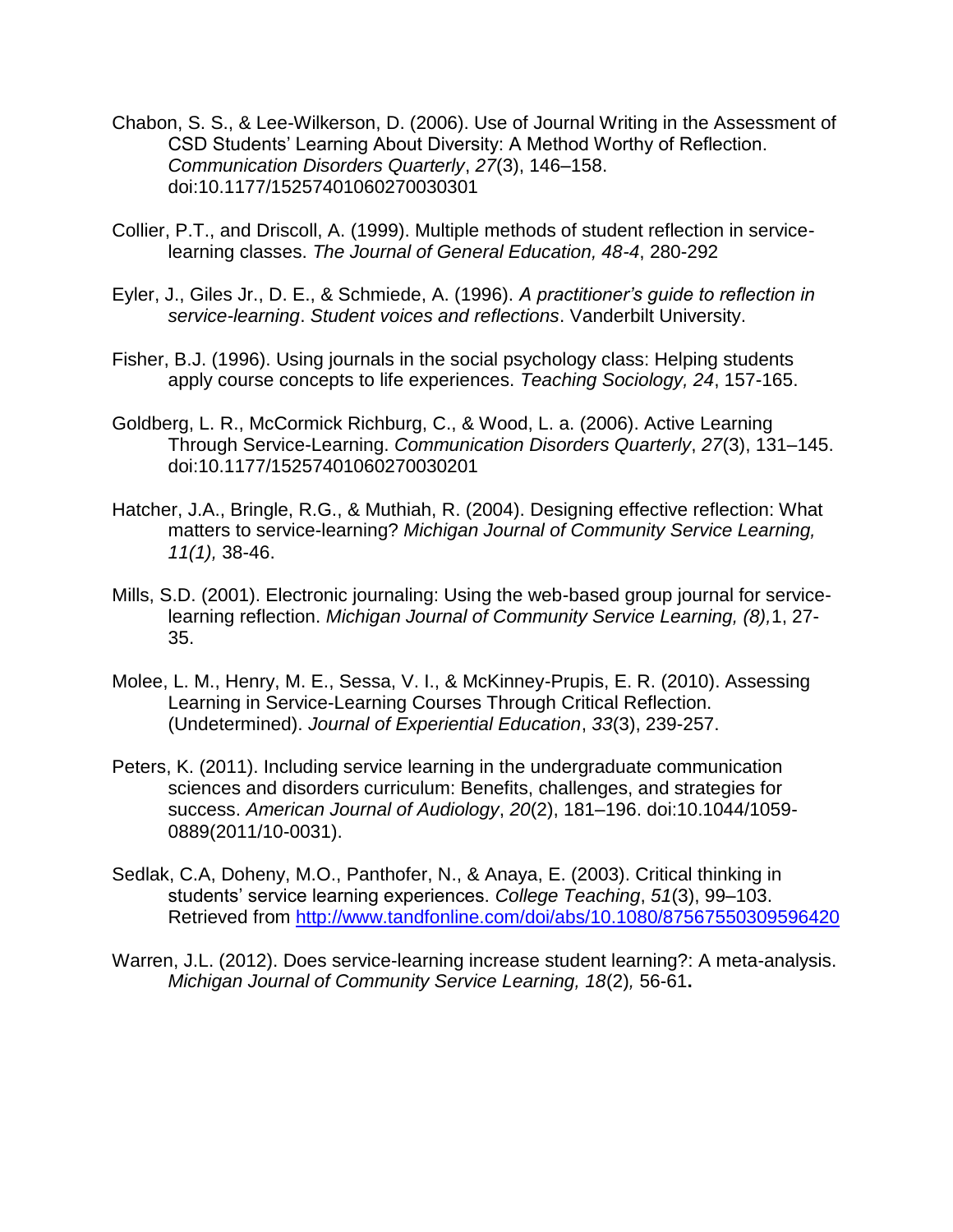Chabon, S. S., & Lee-Wilkerson, D. (2006). Use of Journal Writing in the Assessment of CSD Students' Learning About Diversity: A Method Worthy of Reflection. *Communication Disorders Quarterly*, *27*(3), 146–158. doi:10.1177/15257401060270030301

Collier, P.T., and Driscoll, A. (1999). Multiple methods of student reflection in service-learning classes. *The Journal of General Education, 48-4*, 280-292

Eyler, J., Giles Jr., D. E., & Schmiede, A. (1996). *A practitioner's guide to reflection in service-learning*. *Student voices and reflections*. Vanderbilt University.

Fisher, B.J. (1996). Using journals in the social psychology class: Helping students apply course concepts to life experiences. *Teaching Sociology, 24*, 157-165.

Goldberg, L. R., McCormick Richburg, C., & Wood, L. a. (2006). Active Learning Through Service-Learning. *Communication Disorders Quarterly*, *27*(3), 131–145. doi:10.1177/15257401060270030201

Hatcher, J.A., Bringle, R.G., & Muthiah, R. (2004). Designing effective reflection: What matters to service-learning? *Michigan Journal of Community Service Learning, 11(1),* 38-46.

Mills, S.D. (2001). Electronic journaling: Using the web-based group journal for service-learning reflection. *Michigan Journal of Community Service Learning, (8),*1, 27-35.

Molee, L. M., Henry, M. E., Sessa, V. I., & McKinney-Prupis, E. R. (2010). Assessing Learning in Service-Learning Courses Through Critical Reflection. (Undetermined). *Journal of Experiential Education*, *33*(3), 239-257.

Peters, K. (2011). Including service learning in the undergraduate communication sciences and disorders curriculum: Benefits, challenges, and strategies for success. *American Journal of Audiology*, *20*(2), 181–196. doi:10.1044/1059-0889(2011/10-0031).

Sedlak, C.A, Doheny, M.O., Panthofer, N., & Anaya, E. (2003). Critical thinking in students' service learning experiences. *College Teaching*, *51*(3), 99–103. Retrieved from http://www.tandfonline.com/doi/abs/10.1080/87567550309596420

Warren, J.L. (2012). Does service-learning increase student learning?: A meta-analysis. *Michigan Journal of Community Service Learning, 18*(2)*,* 56-61**.**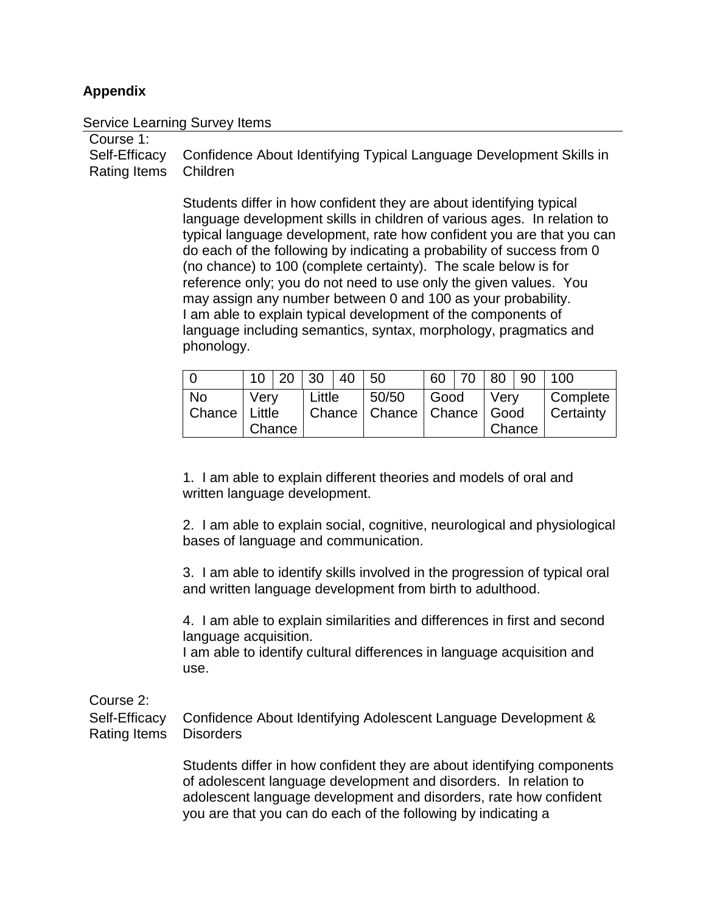**Appendix**

Service Learning Survey Items

Course 1:
Self-Efficacy Rating Items

Confidence About Identifying Typical Language Development Skills in Children

Students differ in how confident they are about identifying typical language development skills in children of various ages. In relation to typical language development, rate how confident you are that you can do each of the following by indicating a probability of success from 0 (no chance) to 100 (complete certainty). The scale below is for reference only; you do not need to use only the given values. You may assign any number between 0 and 100 as your probability.
I am able to explain typical development of the components of language including semantics, syntax, morphology, pragmatics and phonology.

| 0 | 10 | 20 | 30 | 40 | 50 | 60 | 70 | 80 | 90 | 100 |
|---|---|---|---|---|---|---|---|---|---|---|
| No Chance | Very Little Chance | | Little Chance | | 50/50 Chance | Good Chance | | Very Good Chance | | Complete Certainty |

1. I am able to explain different theories and models of oral and written language development.

2. I am able to explain social, cognitive, neurological and physiological bases of language and communication.

3. I am able to identify skills involved in the progression of typical oral and written language development from birth to adulthood.

4. I am able to explain similarities and differences in first and second language acquisition.
I am able to identify cultural differences in language acquisition and use.

Course 2:
Self-Efficacy Rating Items

Confidence About Identifying Adolescent Language Development & Disorders

Students differ in how confident they are about identifying components of adolescent language development and disorders. In relation to adolescent language development and disorders, rate how confident you are that you can do each of the following by indicating a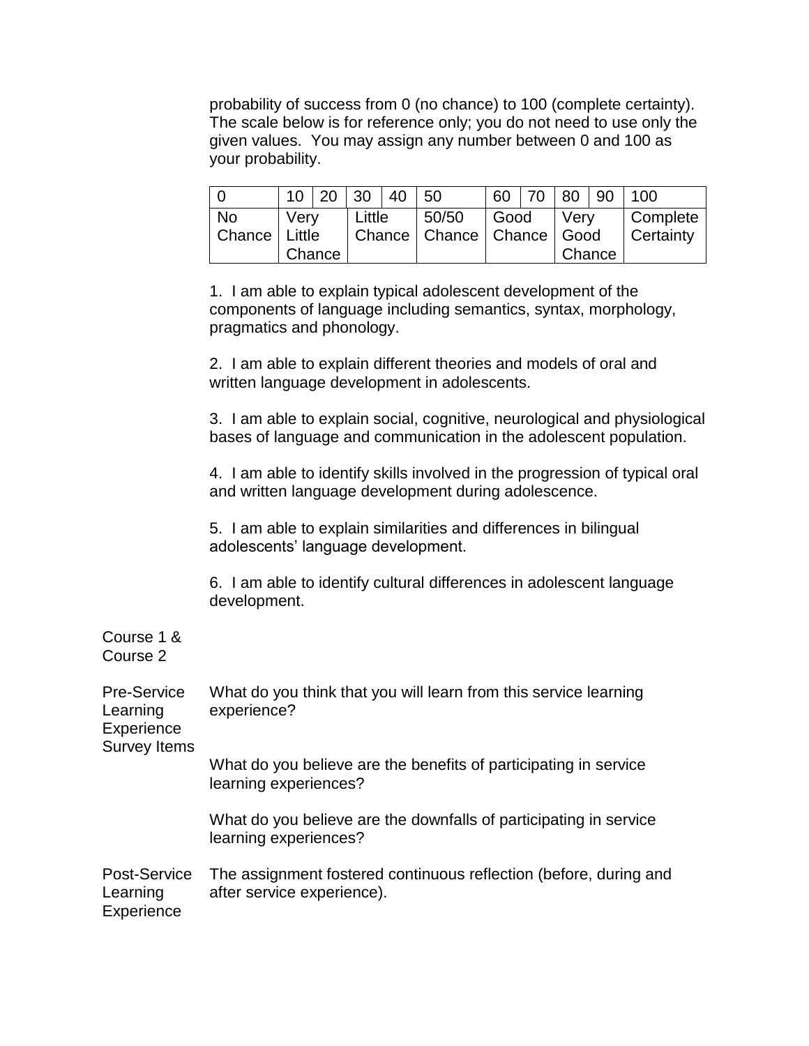probability of success from 0 (no chance) to 100 (complete certainty). The scale below is for reference only; you do not need to use only the given values. You may assign any number between 0 and 100 as your probability.

| 0 | 10 | 20 | 30 | 40 | 50 | 60 | 70 | 80 | 90 | 100 |
|---|---|---|---|---|---|---|---|---|---|---|
| No Chance | Very Little Chance | | Little Chance | | 50/50 Chance | Good Chance | | Very Good Chance | | Complete Certainty |

1. I am able to explain typical adolescent development of the components of language including semantics, syntax, morphology, pragmatics and phonology.

2. I am able to explain different theories and models of oral and written language development in adolescents.

3. I am able to explain social, cognitive, neurological and physiological bases of language and communication in the adolescent population.

4. I am able to identify skills involved in the progression of typical oral and written language development during adolescence.

5. I am able to explain similarities and differences in bilingual adolescents' language development.

6. I am able to identify cultural differences in adolescent language development.

Course 1 & Course 2

**Pre-Service Learning Experience Survey Items**

What do you think that you will learn from this service learning experience?

What do you believe are the benefits of participating in service learning experiences?

What do you believe are the downfalls of participating in service learning experiences?

**Post-Service Learning Experience**

The assignment fostered continuous reflection (before, during and after service experience).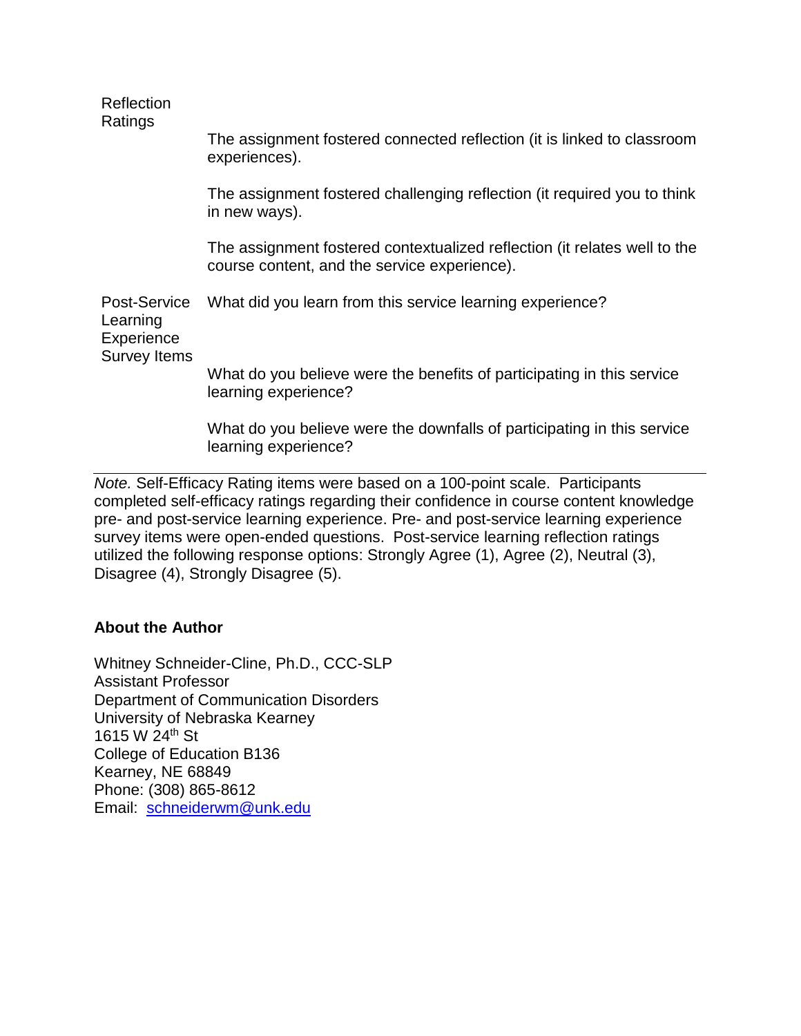| | |
|---|---|
| Reflection Ratings | |
| | The assignment fostered connected reflection (it is linked to classroom experiences). |
| | The assignment fostered challenging reflection (it required you to think in new ways). |
| | The assignment fostered contextualized reflection (it relates well to the course content, and the service experience). |
| Post-Service Learning Experience Survey Items | What did you learn from this service learning experience? |
| | What do you believe were the benefits of participating in this service learning experience? |
| | What do you believe were the downfalls of participating in this service learning experience? |

*Note.* Self-Efficacy Rating items were based on a 100-point scale. Participants completed self-efficacy ratings regarding their confidence in course content knowledge pre- and post-service learning experience. Pre- and post-service learning experience survey items were open-ended questions. Post-service learning reflection ratings utilized the following response options: Strongly Agree (1), Agree (2), Neutral (3), Disagree (4), Strongly Disagree (5).

**About the Author**

Whitney Schneider-Cline, Ph.D., CCC-SLP
Assistant Professor
Department of Communication Disorders
University of Nebraska Kearney
1615 W 24th St
College of Education B136
Kearney, NE 68849
Phone: (308) 865-8612
Email: schneiderwm@unk.edu